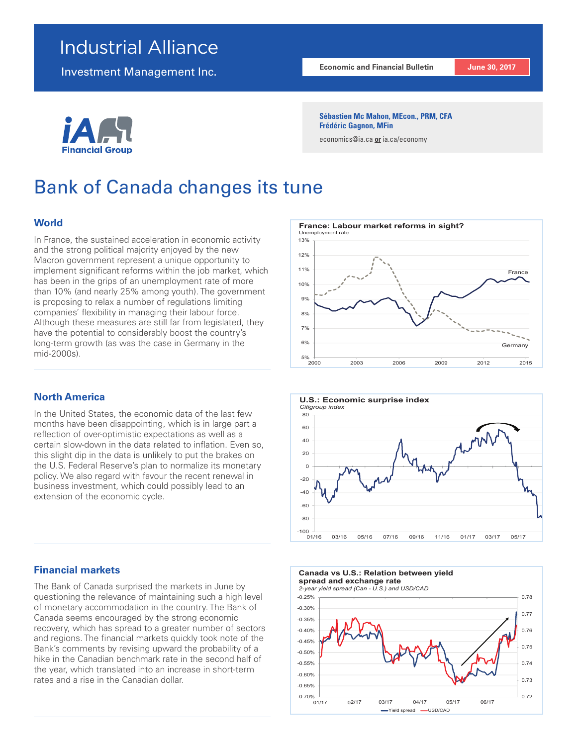# Industrial Alliance

Investment Management Inc.

**Economic and Financial Bulletin** | **June 30, 2017**

**Sébastien Mc Mahon, MEcon., PRM, CFA**
**Frédéric Gagnon, MFin**

economics@ia.ca **or** ia.ca/economy

# Bank of Canada changes its tune

## World

In France, the sustained acceleration in economic activity and the strong political majority enjoyed by the new Macron government represent a unique opportunity to implement significant reforms within the job market, which has been in the grips of an unemployment rate of more than 10% (and nearly 25% among youth). The government is proposing to relax a number of regulations limiting companies' flexibility in managing their labour force. Although these measures are still far from legislated, they have the potential to considerably boost the country's long-term growth (as was the case in Germany in the mid-2000s).

**France: Labour market reforms in sight?**
Unemployment rate

## North America

In the United States, the economic data of the last few months have been disappointing, which is in large part a reflection of over-optimistic expectations as well as a certain slow-down in the data related to inflation. Even so, this slight dip in the data is unlikely to put the brakes on the U.S. Federal Reserve's plan to normalize its monetary policy. We also regard with favour the recent renewal in business investment, which could possibly lead to an extension of the economic cycle.

**U.S.: Economic surprise index**
*Citigroup index*

## Financial markets

The Bank of Canada surprised the markets in June by questioning the relevance of maintaining such a high level of monetary accommodation in the country. The Bank of Canada seems encouraged by the strong economic recovery, which has spread to a greater number of sectors and regions. The financial markets quickly took note of the Bank's comments by revising upward the probability of a hike in the Canadian benchmark rate in the second half of the year, which translated into an increase in short-term rates and a rise in the Canadian dollar.

**Canada vs U.S.: Relation between yield spread and exchange rate**
*2-year yield spread (Can - U.S.) and USD/CAD*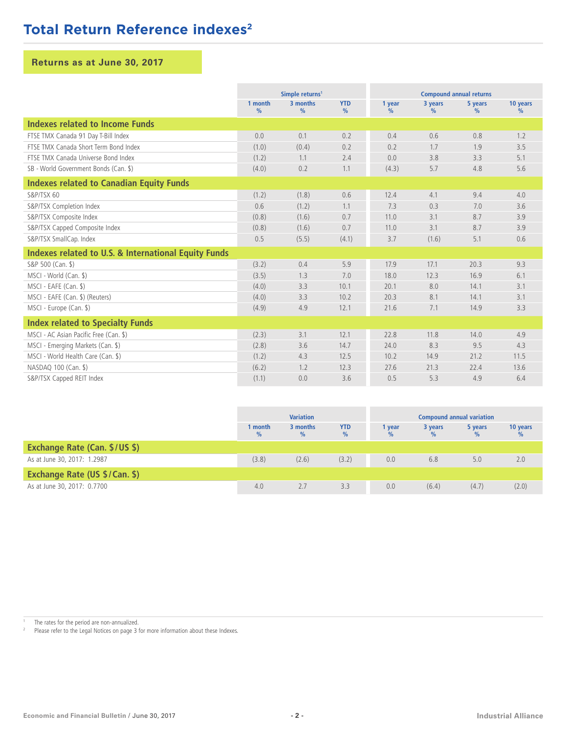# Total Return Reference indexes[2]

## Returns as at June 30, 2017

| | Simple returns[1] | | | Compound annual returns | | | |
|---|---|---|---|---|---|---|---|
| | 1 month % | 3 months % | YTD % | 1 year % | 3 years % | 5 years % | 10 years % |
| **Indexes related to Income Funds** | | | | | | | |
| FTSE TMX Canada 91 Day T-Bill Index | 0.0 | 0.1 | 0.2 | 0.4 | 0.6 | 0.8 | 1.2 |
| FTSE TMX Canada Short Term Bond Index | (1.0) | (0.4) | 0.2 | 0.2 | 1.7 | 1.9 | 3.5 |
| FTSE TMX Canada Universe Bond Index | (1.2) | 1.1 | 2.4 | 0.0 | 3.8 | 3.3 | 5.1 |
| SB - World Government Bonds (Can. $) | (4.0) | 0.2 | 1.1 | (4.3) | 5.7 | 4.8 | 5.6 |
| **Indexes related to Canadian Equity Funds** | | | | | | | |
| S&P/TSX 60 | (1.2) | (1.8) | 0.6 | 12.4 | 4.1 | 9.4 | 4.0 |
| S&P/TSX Completion Index | 0.6 | (1.2) | 1.1 | 7.3 | 0.3 | 7.0 | 3.6 |
| S&P/TSX Composite Index | (0.8) | (1.6) | 0.7 | 11.0 | 3.1 | 8.7 | 3.9 |
| S&P/TSX Capped Composite Index | (0.8) | (1.6) | 0.7 | 11.0 | 3.1 | 8.7 | 3.9 |
| S&P/TSX SmallCap. Index | 0.5 | (5.5) | (4.1) | 3.7 | (1.6) | 5.1 | 0.6 |
| **Indexes related to U.S. & International Equity Funds** | | | | | | | |
| S&P 500 (Can. $) | (3.2) | 0.4 | 5.9 | 17.9 | 17.1 | 20.3 | 9.3 |
| MSCI - World (Can. $) | (3.5) | 1.3 | 7.0 | 18.0 | 12.3 | 16.9 | 6.1 |
| MSCI - EAFE (Can. $) | (4.0) | 3.3 | 10.1 | 20.1 | 8.0 | 14.1 | 3.1 |
| MSCI - EAFE (Can. $) (Reuters) | (4.0) | 3.3 | 10.2 | 20.3 | 8.1 | 14.1 | 3.1 |
| MSCI - Europe (Can. $) | (4.9) | 4.9 | 12.1 | 21.6 | 7.1 | 14.9 | 3.3 |
| **Index related to Specialty Funds** | | | | | | | |
| MSCI - AC Asian Pacific Free (Can. $) | (2.3) | 3.1 | 12.1 | 22.8 | 11.8 | 14.0 | 4.9 |
| MSCI - Emerging Markets (Can. $) | (2.8) | 3.6 | 14.7 | 24.0 | 8.3 | 9.5 | 4.3 |
| MSCI - World Health Care (Can. $) | (1.2) | 4.3 | 12.5 | 10.2 | 14.9 | 21.2 | 11.5 |
| NASDAQ 100 (Can. $) | (6.2) | 1.2 | 12.3 | 27.6 | 21.3 | 22.4 | 13.6 |
| S&P/TSX Capped REIT Index | (1.1) | 0.0 | 3.6 | 0.5 | 5.3 | 4.9 | 6.4 |

| | Variation | | | Compound annual variation | | | |
|---|---|---|---|---|---|---|---|
| | 1 month % | 3 months % | YTD % | 1 year % | 3 years % | 5 years % | 10 years % |
| **Exchange Rate (Can. $/US $)** | | | | | | | |
| As at June 30, 2017: 1.2987 | (3.8) | (2.6) | (3.2) | 0.0 | 6.8 | 5.0 | 2.0 |
| **Exchange Rate (US $/Can. $)** | | | | | | | |
| As at June 30, 2017: 0.7700 | 4.0 | 2.7 | 3.3 | 0.0 | (6.4) | (4.7) | (2.0) |

[1] The rates for the period are non-annualized.

[2] Please refer to the Legal Notices on page 3 for more information about these Indexes.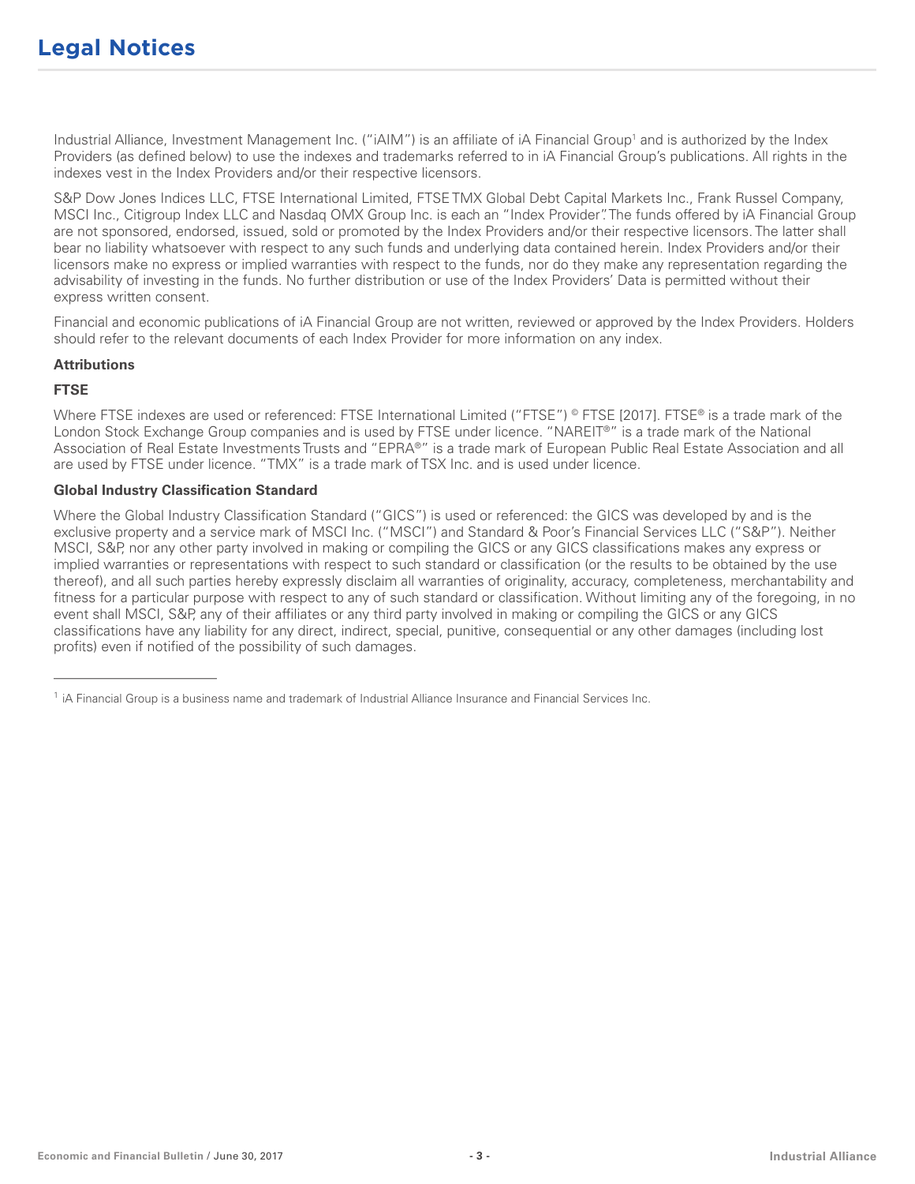# Legal Notices

Industrial Alliance, Investment Management Inc. ("iAIM") is an affiliate of iA Financial Group[1] and is authorized by the Index Providers (as defined below) to use the indexes and trademarks referred to in iA Financial Group's publications. All rights in the indexes vest in the Index Providers and/or their respective licensors.

S&P Dow Jones Indices LLC, FTSE International Limited, FTSE TMX Global Debt Capital Markets Inc., Frank Russel Company, MSCI Inc., Citigroup Index LLC and Nasdaq OMX Group Inc. is each an "Index Provider". The funds offered by iA Financial Group are not sponsored, endorsed, issued, sold or promoted by the Index Providers and/or their respective licensors. The latter shall bear no liability whatsoever with respect to any such funds and underlying data contained herein. Index Providers and/or their licensors make no express or implied warranties with respect to the funds, nor do they make any representation regarding the advisability of investing in the funds. No further distribution or use of the Index Providers' Data is permitted without their express written consent.

Financial and economic publications of iA Financial Group are not written, reviewed or approved by the Index Providers. Holders should refer to the relevant documents of each Index Provider for more information on any index.

**Attributions**

**FTSE**

Where FTSE indexes are used or referenced: FTSE International Limited ("FTSE") © FTSE [2017]. FTSE® is a trade mark of the London Stock Exchange Group companies and is used by FTSE under licence. "NAREIT®" is a trade mark of the National Association of Real Estate Investments Trusts and "EPRA®" is a trade mark of European Public Real Estate Association and all are used by FTSE under licence. "TMX" is a trade mark of TSX Inc. and is used under licence.

**Global Industry Classification Standard**

Where the Global Industry Classification Standard ("GICS") is used or referenced: the GICS was developed by and is the exclusive property and a service mark of MSCI Inc. ("MSCI") and Standard & Poor's Financial Services LLC ("S&P"). Neither MSCI, S&P, nor any other party involved in making or compiling the GICS or any GICS classifications makes any express or implied warranties or representations with respect to such standard or classification (or the results to be obtained by the use thereof), and all such parties hereby expressly disclaim all warranties of originality, accuracy, completeness, merchantability and fitness for a particular purpose with respect to any of such standard or classification. Without limiting any of the foregoing, in no event shall MSCI, S&P, any of their affiliates or any third party involved in making or compiling the GICS or any GICS classifications have any liability for any direct, indirect, special, punitive, consequential or any other damages (including lost profits) even if notified of the possibility of such damages.

---

[1] iA Financial Group is a business name and trademark of Industrial Alliance Insurance and Financial Services Inc.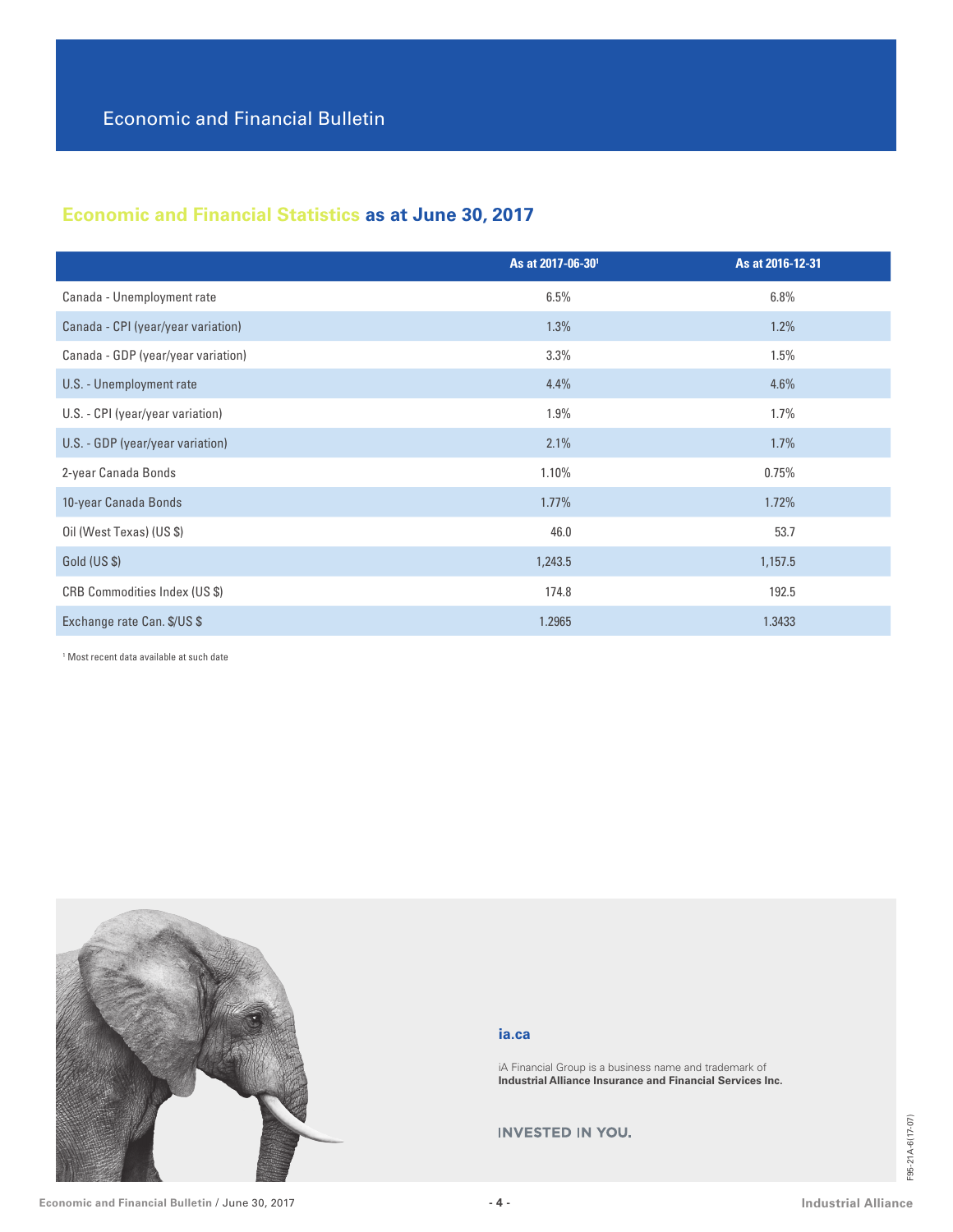## Economic and Financial Statistics as at June 30, 2017

| | As at 2017-06-30[1] | As at 2016-12-31 |
|---|---|---|
| Canada - Unemployment rate | 6.5% | 6.8% |
| Canada - CPI (year/year variation) | 1.3% | 1.2% |
| Canada - GDP (year/year variation) | 3.3% | 1.5% |
| U.S. - Unemployment rate | 4.4% | 4.6% |
| U.S. - CPI (year/year variation) | 1.9% | 1.7% |
| U.S. - GDP (year/year variation) | 2.1% | 1.7% |
| 2-year Canada Bonds | 1.10% | 0.75% |
| 10-year Canada Bonds | 1.77% | 1.72% |
| Oil (West Texas) (US $) | 46.0 | 53.7 |
| Gold (US $) | 1,243.5 | 1,157.5 |
| CRB Commodities Index (US $) | 174.8 | 192.5 |
| Exchange rate Can. $/US $ | 1.2965 | 1.3433 |

[1] Most recent data available at such date

**ia.ca**

iA Financial Group is a business name and trademark of
**Industrial Alliance Insurance and Financial Services Inc.**

INVESTED IN YOU.

F95-21A-6(17-07)